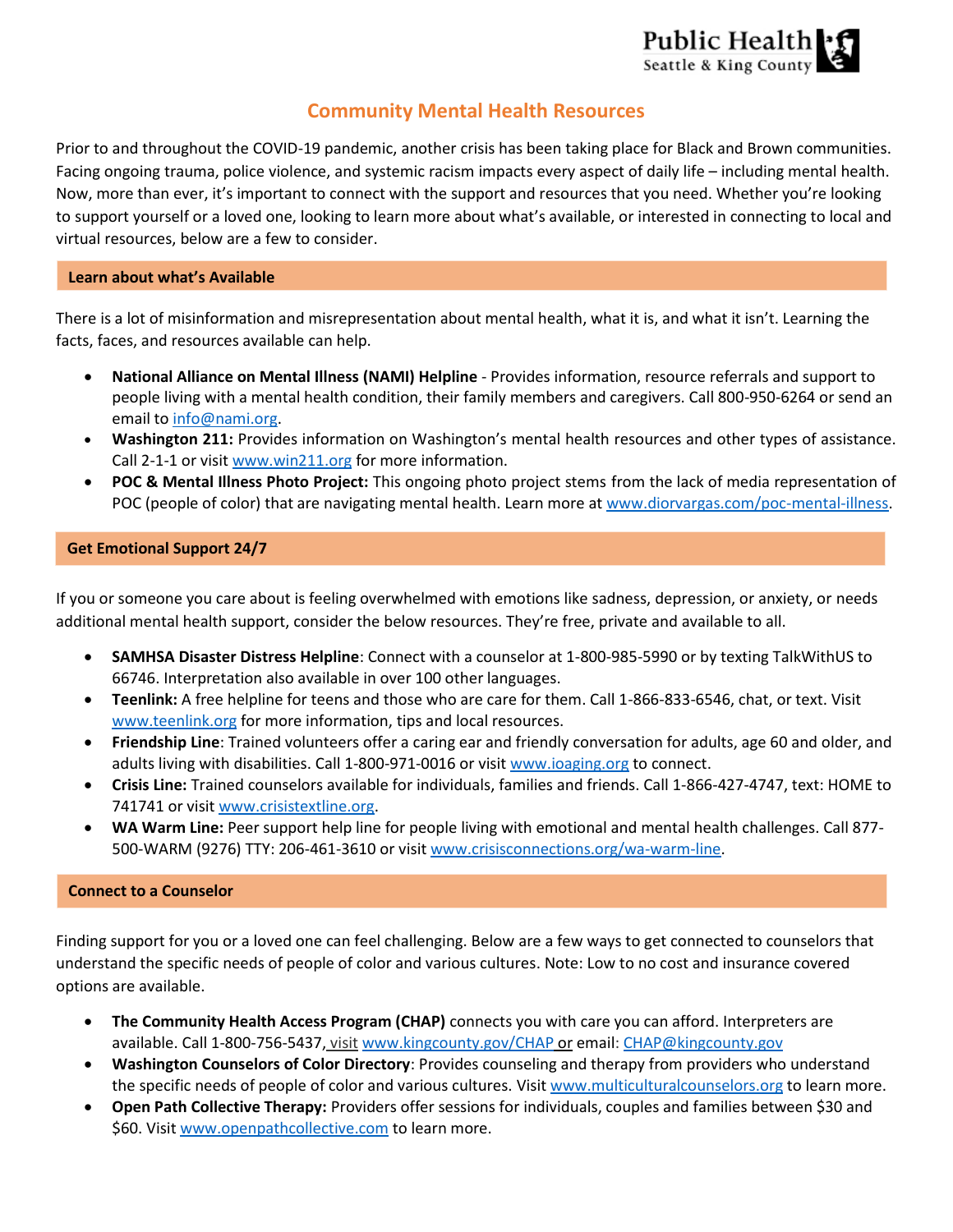# Community Mental Health Resources

Prior to and throughout the COVID-19 pandemic, another crisis has been taking place for Black and Brown communities. Facing ongoing trauma, police violence, and systemic racism impacts every aspect of daily life – including mental health. Now, more than ever, it's important to connect with the support and resources that you need. Whether you're looking to support yourself or a loved one, looking to learn more about what's available, or interested in connecting to local and virtual resources, below are a few to consider.

## Learn about what's Available

There is a lot of misinformation and misrepresentation about mental health, what it is, and what it isn't. Learning the facts, faces, and resources available can help.

- **National Alliance on Mental Illness (NAMI) Helpline** - Provides information, resource referrals and support to people living with a mental health condition, their family members and caregivers. Call 800-950-6264 or send an email to info@nami.org.
- **Washington 211:** Provides information on Washington's mental health resources and other types of assistance. Call 2-1-1 or visit www.win211.org for more information.
- **POC & Mental Illness Photo Project:** This ongoing photo project stems from the lack of media representation of POC (people of color) that are navigating mental health. Learn more at www.diorvargas.com/poc-mental-illness.

## Get Emotional Support 24/7

If you or someone you care about is feeling overwhelmed with emotions like sadness, depression, or anxiety, or needs additional mental health support, consider the below resources. They're free, private and available to all.

- **SAMHSA Disaster Distress Helpline**: Connect with a counselor at 1-800-985-5990 or by texting TalkWithUS to 66746. Interpretation also available in over 100 other languages.
- **Teenlink:** A free helpline for teens and those who are care for them. Call 1-866-833-6546, chat, or text. Visit www.teenlink.org for more information, tips and local resources.
- **Friendship Line**: Trained volunteers offer a caring ear and friendly conversation for adults, age 60 and older, and adults living with disabilities. Call 1-800-971-0016 or visit www.ioaging.org to connect.
- **Crisis Line:** Trained counselors available for individuals, families and friends. Call 1-866-427-4747, text: HOME to 741741 or visit www.crisistextline.org.
- **WA Warm Line:** Peer support help line for people living with emotional and mental health challenges. Call 877-500-WARM (9276) TTY: 206-461-3610 or visit www.crisisconnections.org/wa-warm-line.

## Connect to a Counselor

Finding support for you or a loved one can feel challenging. Below are a few ways to get connected to counselors that understand the specific needs of people of color and various cultures. Note: Low to no cost and insurance covered options are available.

- **The Community Health Access Program (CHAP)** connects you with care you can afford. Interpreters are available. Call 1-800-756-5437, visit www.kingcounty.gov/CHAP or email: CHAP@kingcounty.gov
- **Washington Counselors of Color Directory**: Provides counseling and therapy from providers who understand the specific needs of people of color and various cultures. Visit www.multiculturalcounselors.org to learn more.
- **Open Path Collective Therapy:** Providers offer sessions for individuals, couples and families between $30 and $60. Visit www.openpathcollective.com to learn more.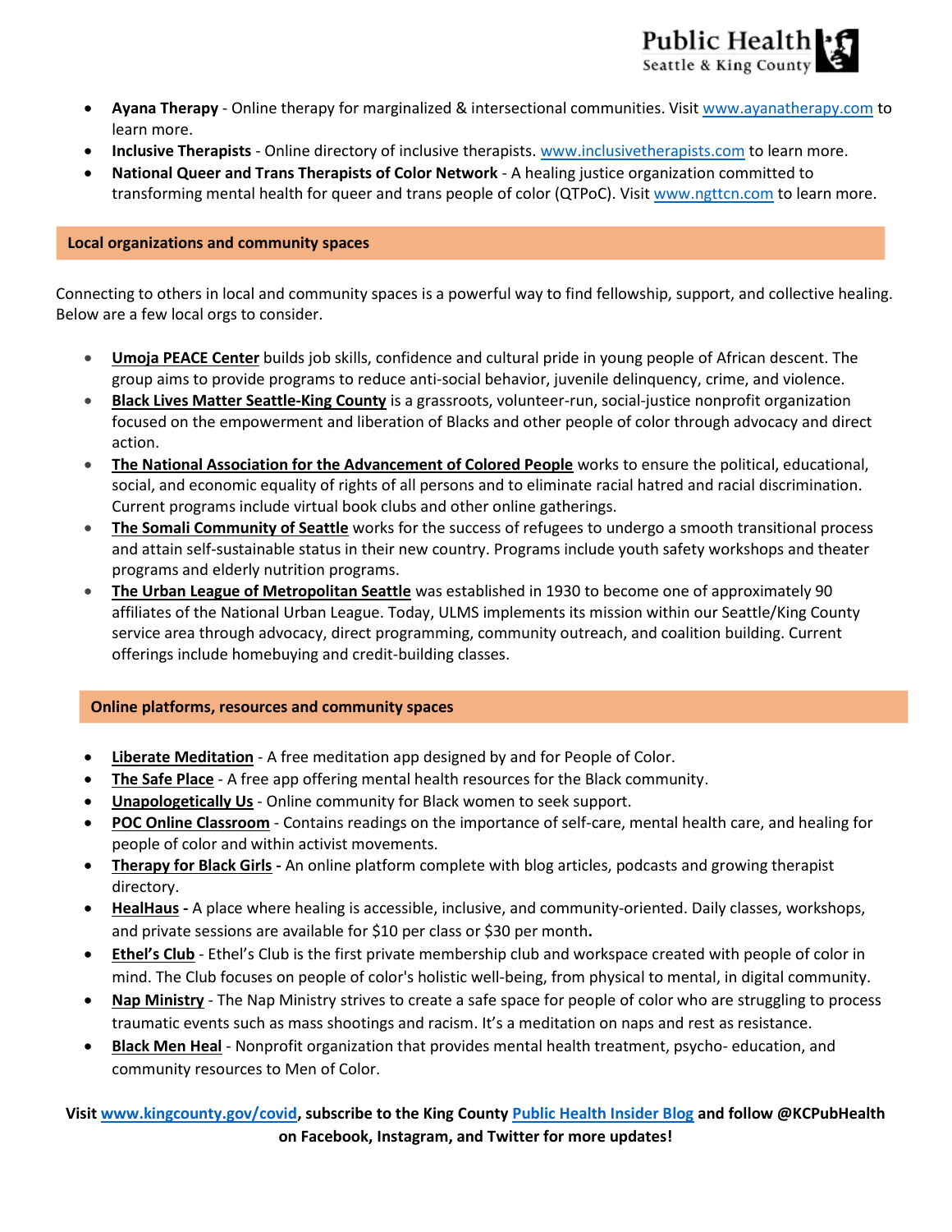- **Ayana Therapy** - Online therapy for marginalized & intersectional communities. Visit www.ayanatherapy.com to learn more.
- **Inclusive Therapists** - Online directory of inclusive therapists. www.inclusivetherapists.com to learn more.
- **National Queer and Trans Therapists of Color Network** - A healing justice organization committed to transforming mental health for queer and trans people of color (QTPoC). Visit www.ngttcn.com to learn more.

## Local organizations and community spaces

Connecting to others in local and community spaces is a powerful way to find fellowship, support, and collective healing. Below are a few local orgs to consider.

- **Umoja PEACE Center** builds job skills, confidence and cultural pride in young people of African descent. The group aims to provide programs to reduce anti-social behavior, juvenile delinquency, crime, and violence.
- **Black Lives Matter Seattle-King County** is a grassroots, volunteer-run, social-justice nonprofit organization focused on the empowerment and liberation of Blacks and other people of color through advocacy and direct action.
- **The National Association for the Advancement of Colored People** works to ensure the political, educational, social, and economic equality of rights of all persons and to eliminate racial hatred and racial discrimination. Current programs include virtual book clubs and other online gatherings.
- **The Somali Community of Seattle** works for the success of refugees to undergo a smooth transitional process and attain self-sustainable status in their new country. Programs include youth safety workshops and theater programs and elderly nutrition programs.
- **The Urban League of Metropolitan Seattle** was established in 1930 to become one of approximately 90 affiliates of the National Urban League. Today, ULMS implements its mission within our Seattle/King County service area through advocacy, direct programming, community outreach, and coalition building. Current offerings include homebuying and credit-building classes.

## Online platforms, resources and community spaces

- **Liberate Meditation** - A free meditation app designed by and for People of Color.
- **The Safe Place** - A free app offering mental health resources for the Black community.
- **Unapologetically Us** - Online community for Black women to seek support.
- **POC Online Classroom** - Contains readings on the importance of self-care, mental health care, and healing for people of color and within activist movements.
- **Therapy for Black Girls -** An online platform complete with blog articles, podcasts and growing therapist directory.
- **HealHaus -** A place where healing is accessible, inclusive, and community-oriented. Daily classes, workshops, and private sessions are available for $10 per class or $30 per month**.**
- **Ethel's Club** - Ethel's Club is the first private membership club and workspace created with people of color in mind. The Club focuses on people of color's holistic well-being, from physical to mental, in digital community.
- **Nap Ministry** - The Nap Ministry strives to create a safe space for people of color who are struggling to process traumatic events such as mass shootings and racism. It's a meditation on naps and rest as resistance.
- **Black Men Heal** - Nonprofit organization that provides mental health treatment, psycho- education, and community resources to Men of Color.

**Visit www.kingcounty.gov/covid, subscribe to the King County Public Health Insider Blog and follow @KCPubHealth on Facebook, Instagram, and Twitter for more updates!**